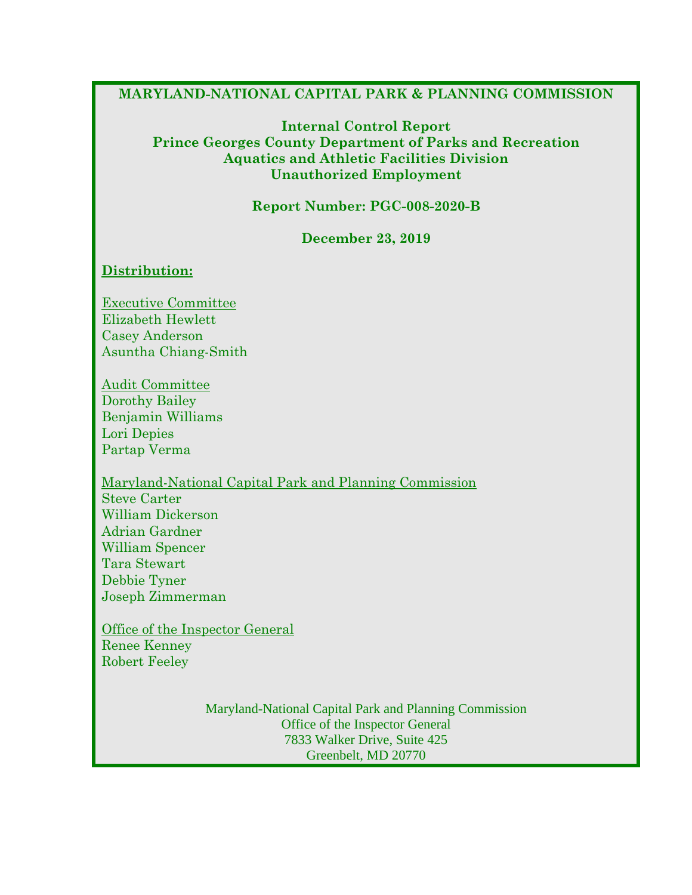# MARYLAND-NATIONAL CAPITAL PARK & PLANNING COMMISSION

## Internal Control Report
## Prince Georges County Department of Parks and Recreation
## Aquatics and Athletic Facilities Division
## Unauthorized Employment

**Report Number: PGC-008-2020-B**

**December 23, 2019**

**Distribution:**

Executive Committee
Elizabeth Hewlett
Casey Anderson
Asuntha Chiang-Smith

Audit Committee
Dorothy Bailey
Benjamin Williams
Lori Depies
Partap Verma

Maryland-National Capital Park and Planning Commission
Steve Carter
William Dickerson
Adrian Gardner
William Spencer
Tara Stewart
Debbie Tyner
Joseph Zimmerman

Office of the Inspector General
Renee Kenney
Robert Feeley

Maryland-National Capital Park and Planning Commission
Office of the Inspector General
7833 Walker Drive, Suite 425
Greenbelt, MD 20770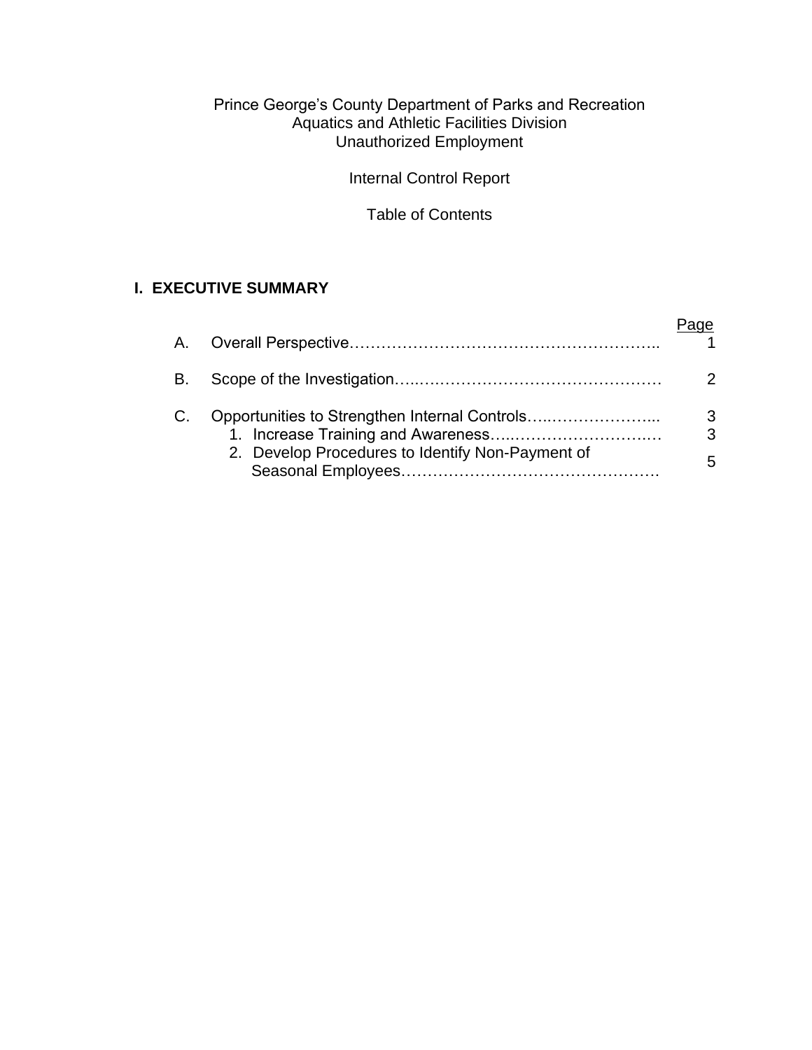Prince George's County Department of Parks and Recreation
Aquatics and Athletic Facilities Division
Unauthorized Employment

Internal Control Report

Table of Contents

## I. EXECUTIVE SUMMARY

| | | Page |
|---|---|---|
| A. | Overall Perspective | 1 |
| B. | Scope of the Investigation | 2 |
| C. | Opportunities to Strengthen Internal Controls | 3 |
| | 1. Increase Training and Awareness | 3 |
| | 2. Develop Procedures to Identify Non-Payment of Seasonal Employees | 5 |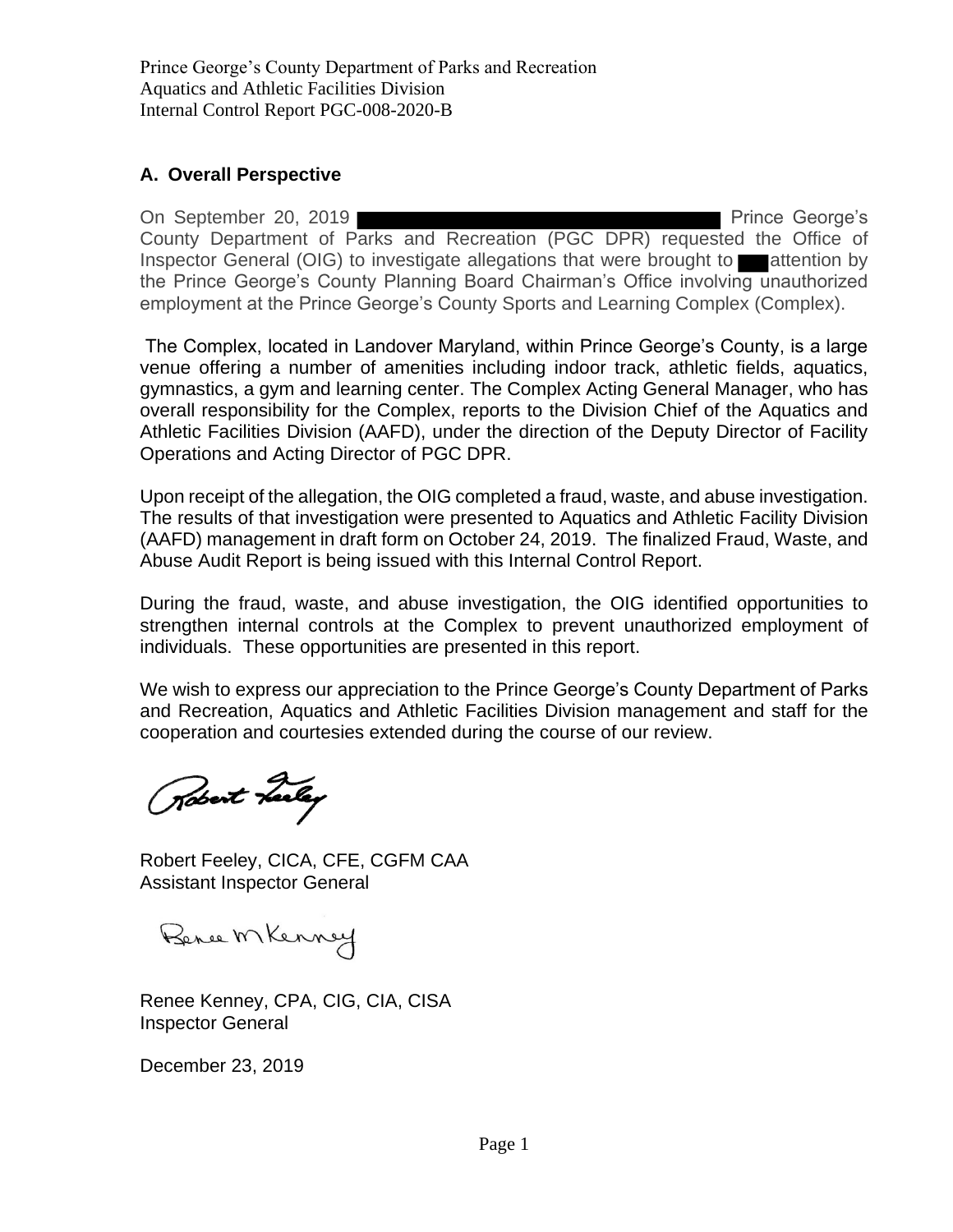Prince George's County Department of Parks and Recreation
Aquatics and Athletic Facilities Division
Internal Control Report PGC-008-2020-B

## A. Overall Perspective

On September 20, 2019 ██████████████████ Prince George's County Department of Parks and Recreation (PGC DPR) requested the Office of Inspector General (OIG) to investigate allegations that were brought to ██ attention by the Prince George's County Planning Board Chairman's Office involving unauthorized employment at the Prince George's County Sports and Learning Complex (Complex).

The Complex, located in Landover Maryland, within Prince George's County, is a large venue offering a number of amenities including indoor track, athletic fields, aquatics, gymnastics, a gym and learning center. The Complex Acting General Manager, who has overall responsibility for the Complex, reports to the Division Chief of the Aquatics and Athletic Facilities Division (AAFD), under the direction of the Deputy Director of Facility Operations and Acting Director of PGC DPR.

Upon receipt of the allegation, the OIG completed a fraud, waste, and abuse investigation. The results of that investigation were presented to Aquatics and Athletic Facility Division (AAFD) management in draft form on October 24, 2019. The finalized Fraud, Waste, and Abuse Audit Report is being issued with this Internal Control Report.

During the fraud, waste, and abuse investigation, the OIG identified opportunities to strengthen internal controls at the Complex to prevent unauthorized employment of individuals. These opportunities are presented in this report.

We wish to express our appreciation to the Prince George's County Department of Parks and Recreation, Aquatics and Athletic Facilities Division management and staff for the cooperation and courtesies extended during the course of our review.

Robert Feeley, CICA, CFE, CGFM CAA
Assistant Inspector General

Renee Kenney, CPA, CIG, CIA, CISA
Inspector General

December 23, 2019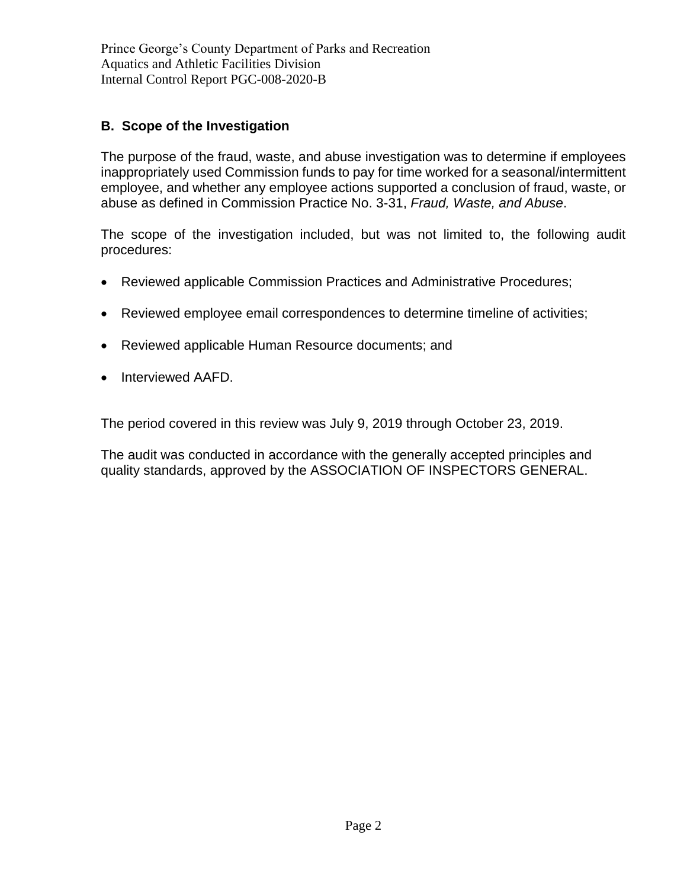## B. Scope of the Investigation

The purpose of the fraud, waste, and abuse investigation was to determine if employees inappropriately used Commission funds to pay for time worked for a seasonal/intermittent employee, and whether any employee actions supported a conclusion of fraud, waste, or abuse as defined in Commission Practice No. 3-31, *Fraud, Waste, and Abuse*.

The scope of the investigation included, but was not limited to, the following audit procedures:

- Reviewed applicable Commission Practices and Administrative Procedures;
- Reviewed employee email correspondences to determine timeline of activities;
- Reviewed applicable Human Resource documents; and
- Interviewed AAFD.

The period covered in this review was July 9, 2019 through October 23, 2019.

The audit was conducted in accordance with the generally accepted principles and quality standards, approved by the ASSOCIATION OF INSPECTORS GENERAL.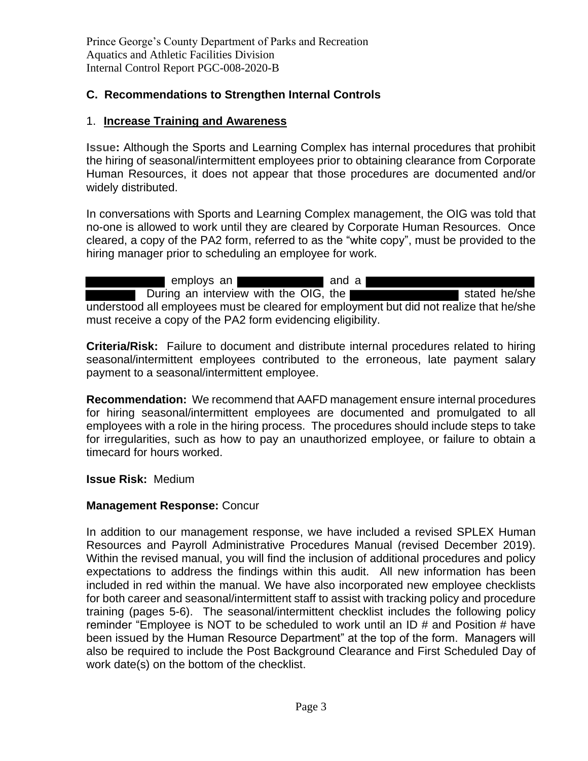## C. Recommendations to Strengthen Internal Controls

### 1. **Increase Training and Awareness**

**Issue:** Although the Sports and Learning Complex has internal procedures that prohibit the hiring of seasonal/intermittent employees prior to obtaining clearance from Corporate Human Resources, it does not appear that those procedures are documented and/or widely distributed.

In conversations with Sports and Learning Complex management, the OIG was told that no-one is allowed to work until they are cleared by Corporate Human Resources. Once cleared, a copy of the PA2 form, referred to as the "white copy", must be provided to the hiring manager prior to scheduling an employee for work.

█████ employs an █████ and a █████ █████. During an interview with the OIG, the █████ stated he/she understood all employees must be cleared for employment but did not realize that he/she must receive a copy of the PA2 form evidencing eligibility.

**Criteria/Risk:** Failure to document and distribute internal procedures related to hiring seasonal/intermittent employees contributed to the erroneous, late payment salary payment to a seasonal/intermittent employee.

**Recommendation:** We recommend that AAFD management ensure internal procedures for hiring seasonal/intermittent employees are documented and promulgated to all employees with a role in the hiring process. The procedures should include steps to take for irregularities, such as how to pay an unauthorized employee, or failure to obtain a timecard for hours worked.

**Issue Risk:** Medium

**Management Response:** Concur

In addition to our management response, we have included a revised SPLEX Human Resources and Payroll Administrative Procedures Manual (revised December 2019). Within the revised manual, you will find the inclusion of additional procedures and policy expectations to address the findings within this audit. All new information has been included in red within the manual. We have also incorporated new employee checklists for both career and seasonal/intermittent staff to assist with tracking policy and procedure training (pages 5-6). The seasonal/intermittent checklist includes the following policy reminder "Employee is NOT to be scheduled to work until an ID # and Position # have been issued by the Human Resource Department" at the top of the form. Managers will also be required to include the Post Background Clearance and First Scheduled Day of work date(s) on the bottom of the checklist.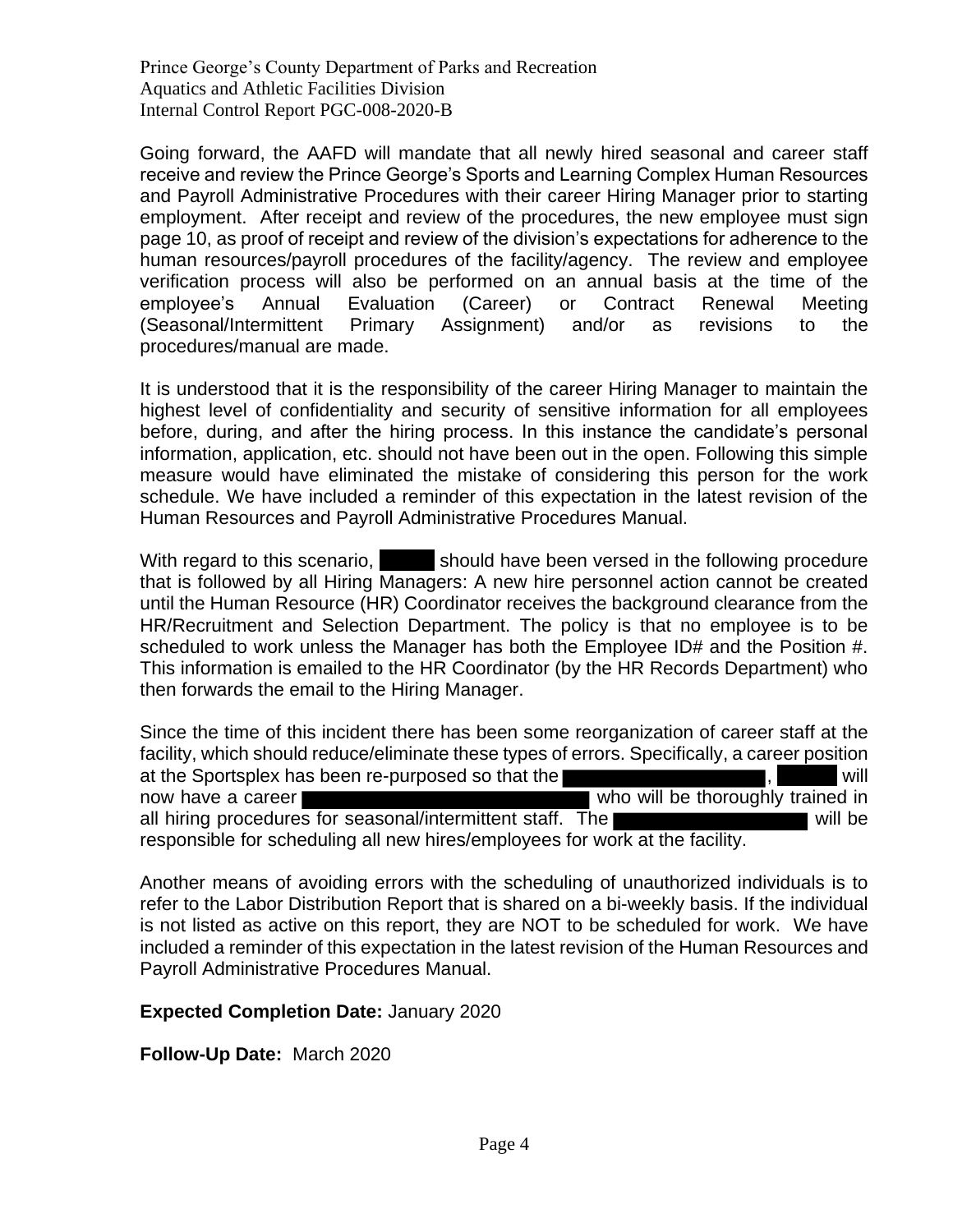Going forward, the AAFD will mandate that all newly hired seasonal and career staff receive and review the Prince George's Sports and Learning Complex Human Resources and Payroll Administrative Procedures with their career Hiring Manager prior to starting employment. After receipt and review of the procedures, the new employee must sign page 10, as proof of receipt and review of the division's expectations for adherence to the human resources/payroll procedures of the facility/agency. The review and employee verification process will also be performed on an annual basis at the time of the employee's Annual Evaluation (Career) or Contract Renewal Meeting (Seasonal/Intermittent Primary Assignment) and/or as revisions to the procedures/manual are made.

It is understood that it is the responsibility of the career Hiring Manager to maintain the highest level of confidentiality and security of sensitive information for all employees before, during, and after the hiring process. In this instance the candidate's personal information, application, etc. should not have been out in the open. Following this simple measure would have eliminated the mistake of considering this person for the work schedule. We have included a reminder of this expectation in the latest revision of the Human Resources and Payroll Administrative Procedures Manual.

With regard to this scenario, [REDACTED] should have been versed in the following procedure that is followed by all Hiring Managers: A new hire personnel action cannot be created until the Human Resource (HR) Coordinator receives the background clearance from the HR/Recruitment and Selection Department. The policy is that no employee is to be scheduled to work unless the Manager has both the Employee ID# and the Position #. This information is emailed to the HR Coordinator (by the HR Records Department) who then forwards the email to the Hiring Manager.

Since the time of this incident there has been some reorganization of career staff at the facility, which should reduce/eliminate these types of errors. Specifically, a career position at the Sportsplex has been re-purposed so that the [REDACTED], [REDACTED] will now have a career [REDACTED] who will be thoroughly trained in all hiring procedures for seasonal/intermittent staff. The [REDACTED] will be responsible for scheduling all new hires/employees for work at the facility.

Another means of avoiding errors with the scheduling of unauthorized individuals is to refer to the Labor Distribution Report that is shared on a bi-weekly basis. If the individual is not listed as active on this report, they are NOT to be scheduled for work. We have included a reminder of this expectation in the latest revision of the Human Resources and Payroll Administrative Procedures Manual.

**Expected Completion Date:** January 2020

**Follow-Up Date:** March 2020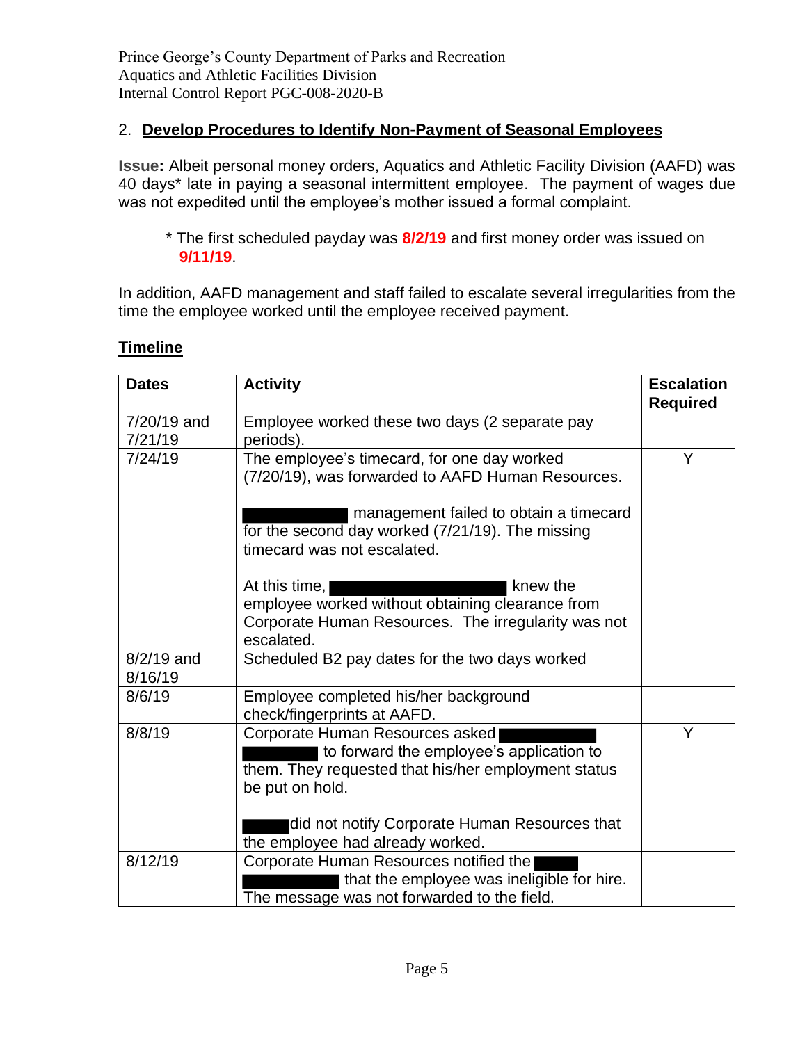Prince George's County Department of Parks and Recreation
Aquatics and Athletic Facilities Division
Internal Control Report PGC-008-2020-B

## 2. Develop Procedures to Identify Non-Payment of Seasonal Employees

**Issue:** Albeit personal money orders, Aquatics and Athletic Facility Division (AAFD) was 40 days* late in paying a seasonal intermittent employee. The payment of wages due was not expedited until the employee's mother issued a formal complaint.

> * The first scheduled payday was **8/2/19** and first money order was issued on **9/11/19**.

In addition, AAFD management and staff failed to escalate several irregularities from the time the employee worked until the employee received payment.

### Timeline

| Dates | Activity | Escalation Required |
|---|---|---|
| 7/20/19 and 7/21/19 | Employee worked these two days (2 separate pay periods). | |
| 7/24/19 | The employee's timecard, for one day worked (7/20/19), was forwarded to AAFD Human Resources.<br><br>[REDACTED] management failed to obtain a timecard for the second day worked (7/21/19). The missing timecard was not escalated.<br><br>At this time, [REDACTED] knew the employee worked without obtaining clearance from Corporate Human Resources. The irregularity was not escalated. | Y |
| 8/2/19 and 8/16/19 | Scheduled B2 pay dates for the two days worked | |
| 8/6/19 | Employee completed his/her background check/fingerprints at AAFD. | |
| 8/8/19 | Corporate Human Resources asked [REDACTED] to forward the employee's application to them. They requested that his/her employment status be put on hold.<br><br>[REDACTED] did not notify Corporate Human Resources that the employee had already worked. | Y |
| 8/12/19 | Corporate Human Resources notified the [REDACTED] that the employee was ineligible for hire. The message was not forwarded to the field. | |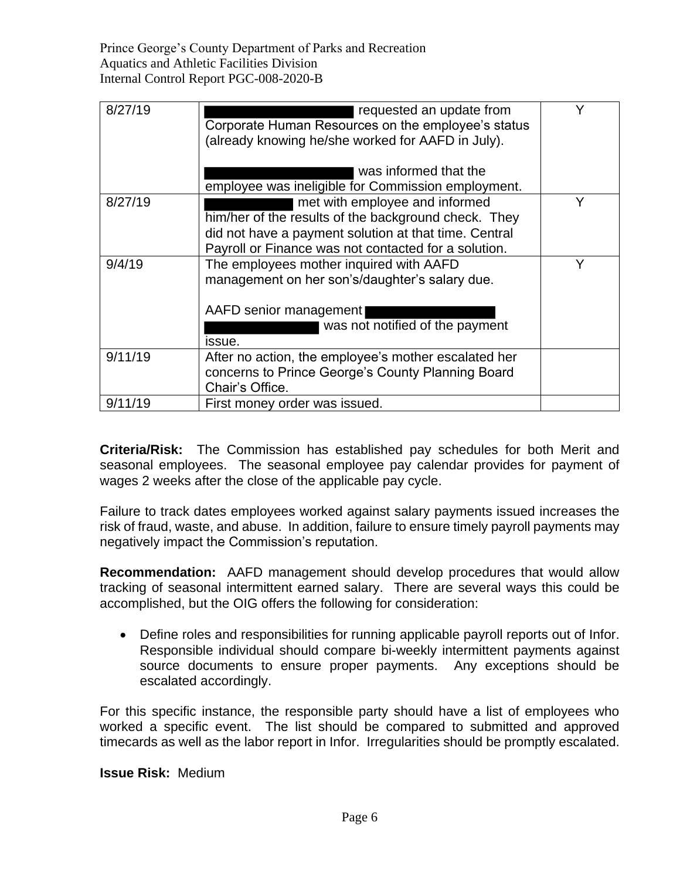| 8/27/19 | ████████ requested an update from Corporate Human Resources on the employee's status (already knowing he/she worked for AAFD in July).<br><br>████████ was informed that the employee was ineligible for Commission employment. | Y |
|---|---|---|
| 8/27/19 | ████████ met with employee and informed him/her of the results of the background check. They did not have a payment solution at that time. Central Payroll or Finance was not contacted for a solution. | Y |
| 9/4/19 | The employees mother inquired with AAFD management on her son's/daughter's salary due.<br><br>AAFD senior management ████████ ████████ was not notified of the payment issue. | Y |
| 9/11/19 | After no action, the employee's mother escalated her concerns to Prince George's County Planning Board Chair's Office. | |
| 9/11/19 | First money order was issued. | |

**Criteria/Risk:** The Commission has established pay schedules for both Merit and seasonal employees. The seasonal employee pay calendar provides for payment of wages 2 weeks after the close of the applicable pay cycle.

Failure to track dates employees worked against salary payments issued increases the risk of fraud, waste, and abuse. In addition, failure to ensure timely payroll payments may negatively impact the Commission's reputation.

**Recommendation:** AAFD management should develop procedures that would allow tracking of seasonal intermittent earned salary. There are several ways this could be accomplished, but the OIG offers the following for consideration:

- Define roles and responsibilities for running applicable payroll reports out of Infor. Responsible individual should compare bi-weekly intermittent payments against source documents to ensure proper payments. Any exceptions should be escalated accordingly.

For this specific instance, the responsible party should have a list of employees who worked a specific event. The list should be compared to submitted and approved timecards as well as the labor report in Infor. Irregularities should be promptly escalated.

**Issue Risk:** Medium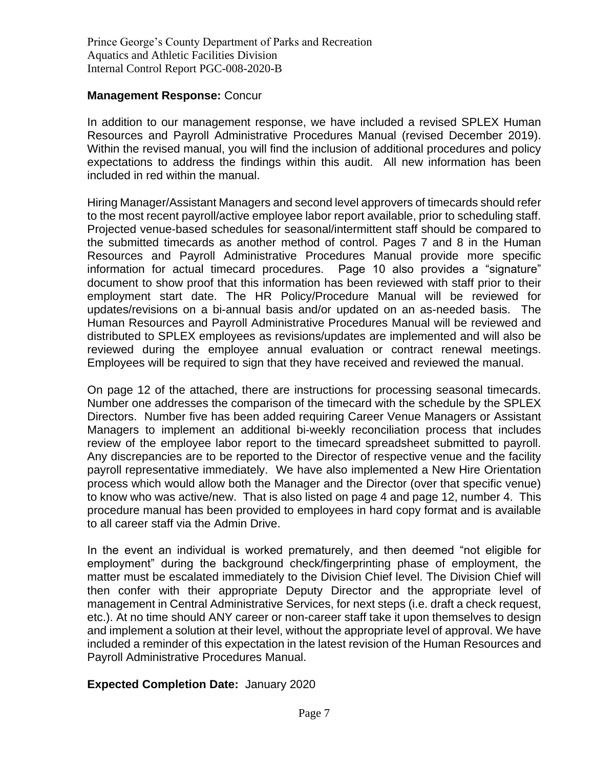**Management Response:** Concur

In addition to our management response, we have included a revised SPLEX Human Resources and Payroll Administrative Procedures Manual (revised December 2019). Within the revised manual, you will find the inclusion of additional procedures and policy expectations to address the findings within this audit. All new information has been included in red within the manual.

Hiring Manager/Assistant Managers and second level approvers of timecards should refer to the most recent payroll/active employee labor report available, prior to scheduling staff. Projected venue-based schedules for seasonal/intermittent staff should be compared to the submitted timecards as another method of control. Pages 7 and 8 in the Human Resources and Payroll Administrative Procedures Manual provide more specific information for actual timecard procedures. Page 10 also provides a "signature" document to show proof that this information has been reviewed with staff prior to their employment start date. The HR Policy/Procedure Manual will be reviewed for updates/revisions on a bi-annual basis and/or updated on an as-needed basis. The Human Resources and Payroll Administrative Procedures Manual will be reviewed and distributed to SPLEX employees as revisions/updates are implemented and will also be reviewed during the employee annual evaluation or contract renewal meetings. Employees will be required to sign that they have received and reviewed the manual.

On page 12 of the attached, there are instructions for processing seasonal timecards. Number one addresses the comparison of the timecard with the schedule by the SPLEX Directors. Number five has been added requiring Career Venue Managers or Assistant Managers to implement an additional bi-weekly reconciliation process that includes review of the employee labor report to the timecard spreadsheet submitted to payroll. Any discrepancies are to be reported to the Director of respective venue and the facility payroll representative immediately. We have also implemented a New Hire Orientation process which would allow both the Manager and the Director (over that specific venue) to know who was active/new. That is also listed on page 4 and page 12, number 4. This procedure manual has been provided to employees in hard copy format and is available to all career staff via the Admin Drive.

In the event an individual is worked prematurely, and then deemed "not eligible for employment" during the background check/fingerprinting phase of employment, the matter must be escalated immediately to the Division Chief level. The Division Chief will then confer with their appropriate Deputy Director and the appropriate level of management in Central Administrative Services, for next steps (i.e. draft a check request, etc.). At no time should ANY career or non-career staff take it upon themselves to design and implement a solution at their level, without the appropriate level of approval. We have included a reminder of this expectation in the latest revision of the Human Resources and Payroll Administrative Procedures Manual.

**Expected Completion Date:** January 2020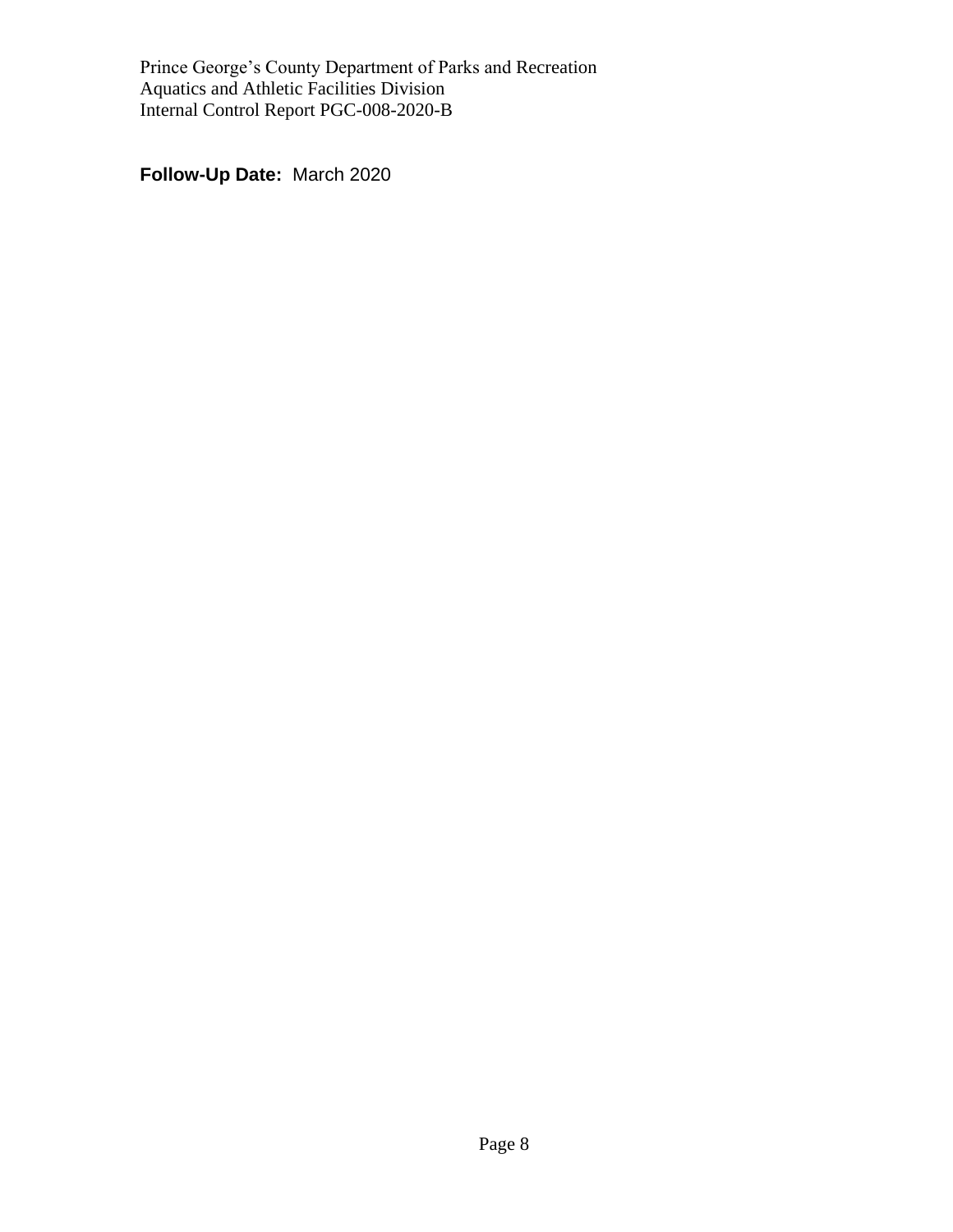**Follow-Up Date:** March 2020